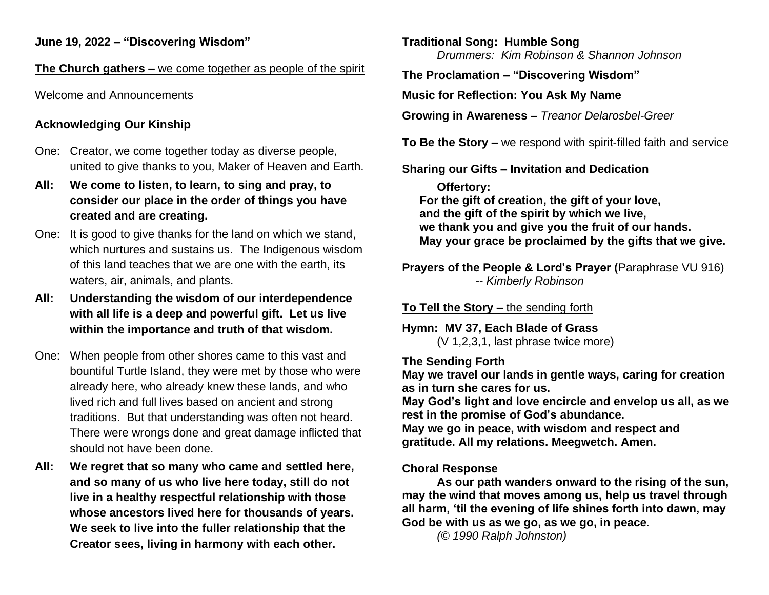**June 19, 2022 – "Discovering Wisdom"**

**The Church gathers –** we come together as people of the spirit

Welcome and Announcements

**Acknowledging Our Kinship**

One: Creator, we come together today as diverse people, united to give thanks to you, Maker of Heaven and Earth.

**All: We come to listen, to learn, to sing and pray, to consider our place in the order of things you have created and are creating.**

One: It is good to give thanks for the land on which we stand, which nurtures and sustains us. The Indigenous wisdom of this land teaches that we are one with the earth, its waters, air, animals, and plants.

**All: Understanding the wisdom of our interdependence with all life is a deep and powerful gift. Let us live within the importance and truth of that wisdom.**

One: When people from other shores came to this vast and bountiful Turtle Island, they were met by those who were already here, who already knew these lands, and who lived rich and full lives based on ancient and strong traditions. But that understanding was often not heard. There were wrongs done and great damage inflicted that should not have been done.

**All: We regret that so many who came and settled here, and so many of us who live here today, still do not live in a healthy respectful relationship with those whose ancestors lived here for thousands of years. We seek to live into the fuller relationship that the Creator sees, living in harmony with each other.**

**Traditional Song: Humble Song**
*Drummers: Kim Robinson & Shannon Johnson*

**The Proclamation – "Discovering Wisdom"**

**Music for Reflection: You Ask My Name**

**Growing in Awareness –** *Treanor Delarosbel-Greer*

**To Be the Story –** we respond with spirit-filled faith and service

**Sharing our Gifts – Invitation and Dedication**

**Offertory:**
**For the gift of creation, the gift of your love,**
**and the gift of the spirit by which we live,**
**we thank you and give you the fruit of our hands.**
**May your grace be proclaimed by the gifts that we give.**

**Prayers of the People & Lord's Prayer (**Paraphrase VU 916)
*-- Kimberly Robinson*

**To Tell the Story –** the sending forth

**Hymn: MV 37, Each Blade of Grass**
(V 1,2,3,1, last phrase twice more)

**The Sending Forth**
**May we travel our lands in gentle ways, caring for creation as in turn she cares for us.**
**May God's light and love encircle and envelop us all, as we rest in the promise of God's abundance.**
**May we go in peace, with wisdom and respect and gratitude. All my relations. Meegwetch. Amen.**

**Choral Response**
**As our path wanders onward to the rising of the sun, may the wind that moves among us, help us travel through all harm, 'til the evening of life shines forth into dawn, may God be with us as we go, as we go, in peace**.
*(© 1990 Ralph Johnston)*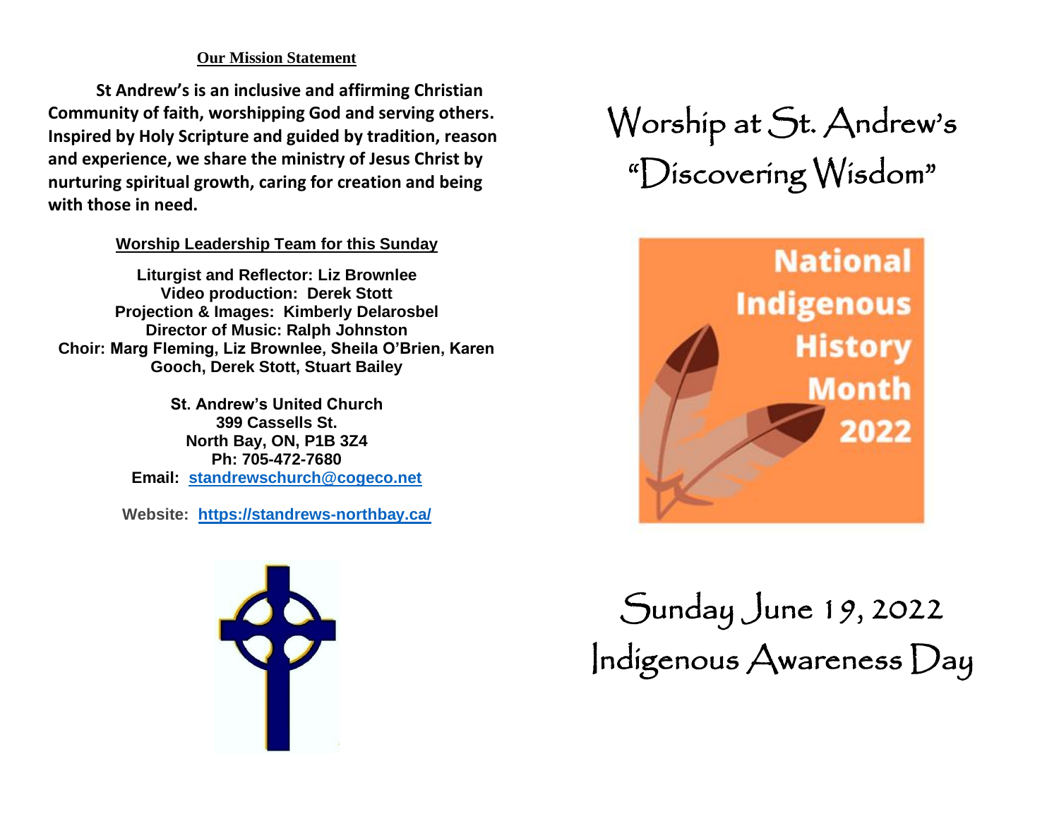**Our Mission Statement**

**St Andrew's is an inclusive and affirming Christian Community of faith, worshipping God and serving others. Inspired by Holy Scripture and guided by tradition, reason and experience, we share the ministry of Jesus Christ by nurturing spiritual growth, caring for creation and being with those in need.**

**Worship Leadership Team for this Sunday**

**Liturgist and Reflector: Liz Brownlee**
**Video production: Derek Stott**
**Projection & Images: Kimberly Delarosbel**
**Director of Music: Ralph Johnston**
**Choir: Marg Fleming, Liz Brownlee, Sheila O'Brien, Karen Gooch, Derek Stott, Stuart Bailey**

**St. Andrew's United Church**
**399 Cassells St.**
**North Bay, ON, P1B 3Z4**
**Ph: 705-472-7680**
**Email: [standrewschurch@cogeco.net](mailto:standrewschurch@cogeco.net)**

**Website: [https://standrews-northbay.ca/](https://standrews-northbay.ca/)**

# Worship at St. Andrew's "Discovering Wisdom"

National Indigenous History Month 2022

# Sunday June 19, 2022 Indigenous Awareness Day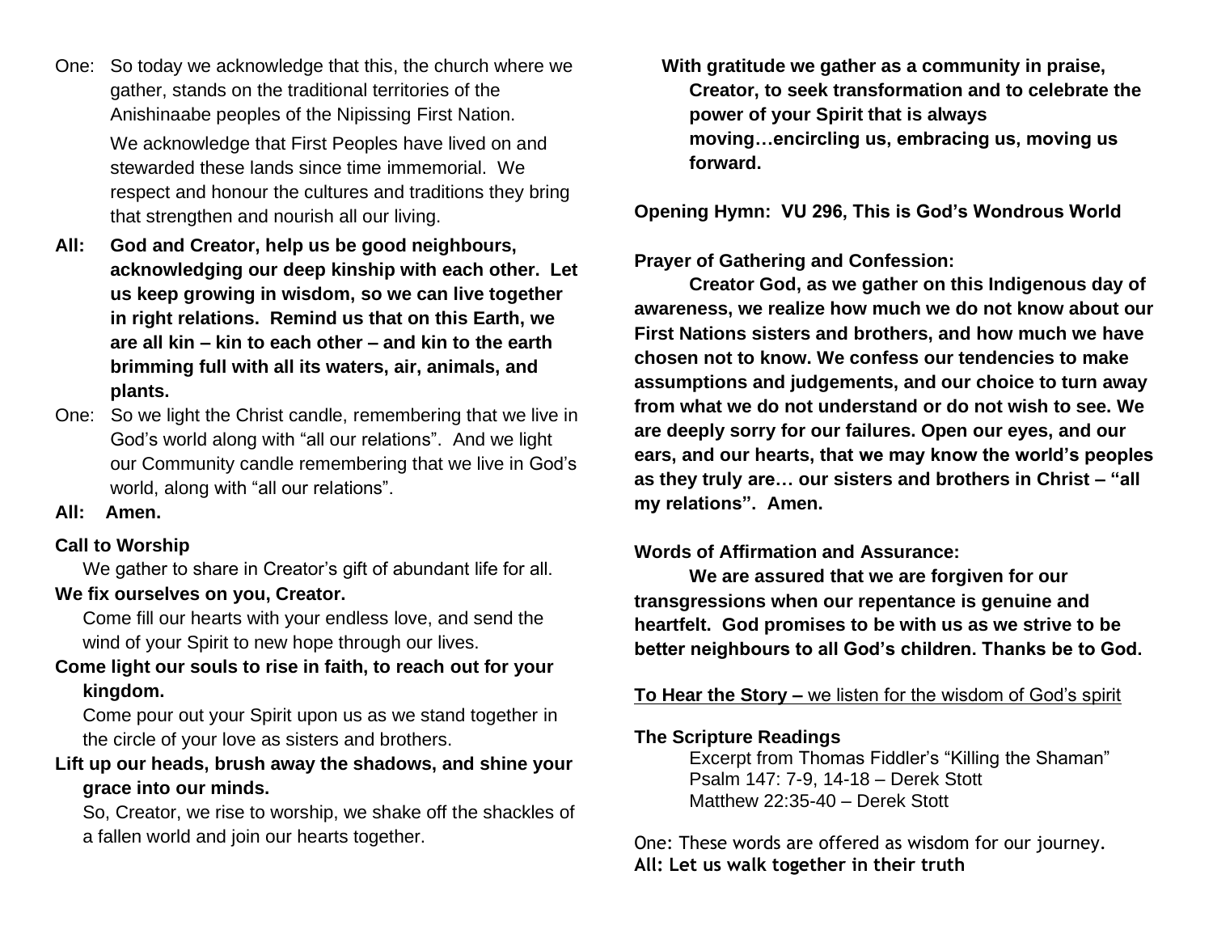One: So today we acknowledge that this, the church where we gather, stands on the traditional territories of the Anishinaabe peoples of the Nipissing First Nation.

We acknowledge that First Peoples have lived on and stewarded these lands since time immemorial. We respect and honour the cultures and traditions they bring that strengthen and nourish all our living.

**All: God and Creator, help us be good neighbours, acknowledging our deep kinship with each other. Let us keep growing in wisdom, so we can live together in right relations. Remind us that on this Earth, we are all kin – kin to each other – and kin to the earth brimming full with all its waters, air, animals, and plants.**

One: So we light the Christ candle, remembering that we live in God's world along with "all our relations". And we light our Community candle remembering that we live in God's world, along with "all our relations".

**All: Amen.**

**Call to Worship**

We gather to share in Creator's gift of abundant life for all.

**We fix ourselves on you, Creator.**

Come fill our hearts with your endless love, and send the wind of your Spirit to new hope through our lives.

**Come light our souls to rise in faith, to reach out for your kingdom.**

Come pour out your Spirit upon us as we stand together in the circle of your love as sisters and brothers.

**Lift up our heads, brush away the shadows, and shine your grace into our minds.**

So, Creator, we rise to worship, we shake off the shackles of a fallen world and join our hearts together.

**With gratitude we gather as a community in praise, Creator, to seek transformation and to celebrate the power of your Spirit that is always moving…encircling us, embracing us, moving us forward.**

**Opening Hymn: VU 296, This is God's Wondrous World**

**Prayer of Gathering and Confession:**

**Creator God, as we gather on this Indigenous day of awareness, we realize how much we do not know about our First Nations sisters and brothers, and how much we have chosen not to know. We confess our tendencies to make assumptions and judgements, and our choice to turn away from what we do not understand or do not wish to see. We are deeply sorry for our failures. Open our eyes, and our ears, and our hearts, that we may know the world's peoples as they truly are… our sisters and brothers in Christ – "all my relations". Amen.**

**Words of Affirmation and Assurance:**

**We are assured that we are forgiven for our transgressions when our repentance is genuine and heartfelt. God promises to be with us as we strive to be better neighbours to all God's children. Thanks be to God.**

<u>**To Hear the Story –** we listen for the wisdom of God's spirit</u>

**The Scripture Readings**

Excerpt from Thomas Fiddler's "Killing the Shaman"
Psalm 147: 7-9, 14-18 – Derek Stott
Matthew 22:35-40 – Derek Stott

One: These words are offered as wisdom for our journey.
**All: Let us walk together in their truth**